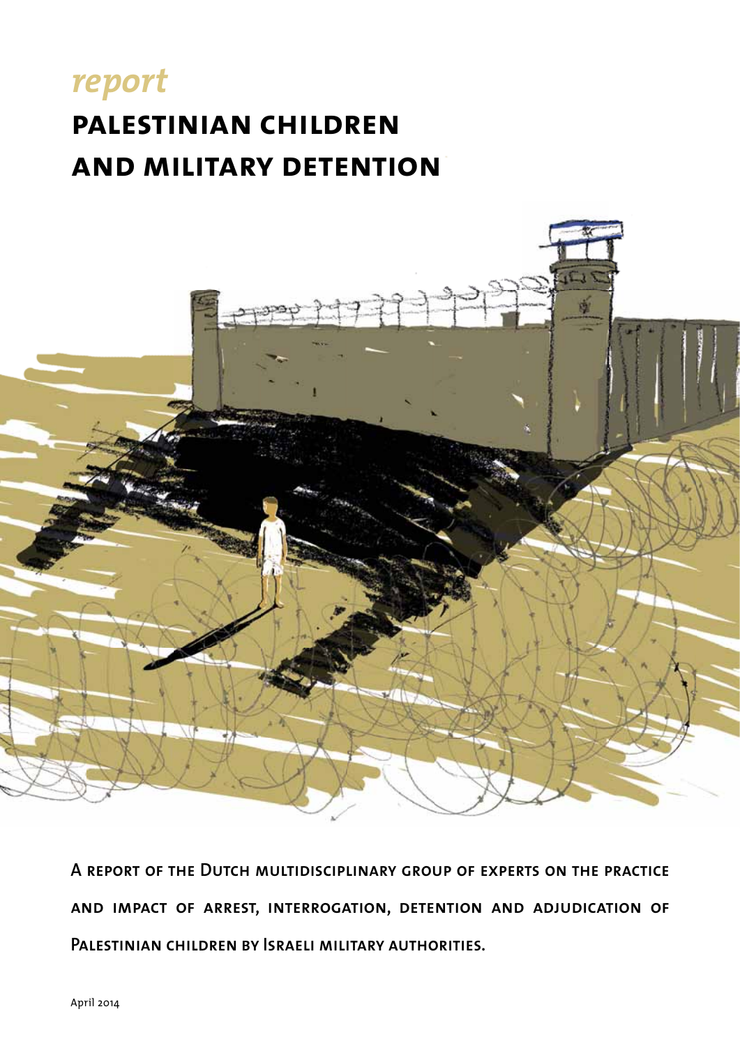*report*

# PALESTINIAN CHILDREN AND MILITARY DETENTION

A REPORT OF THE DUTCH MULTIDISCIPLINARY GROUP OF EXPERTS ON THE PRACTICE AND IMPACT OF ARREST, INTERROGATION, DETENTION AND ADJUDICATION OF PALESTINIAN CHILDREN BY ISRAELI MILITARY AUTHORITIES.

April 2014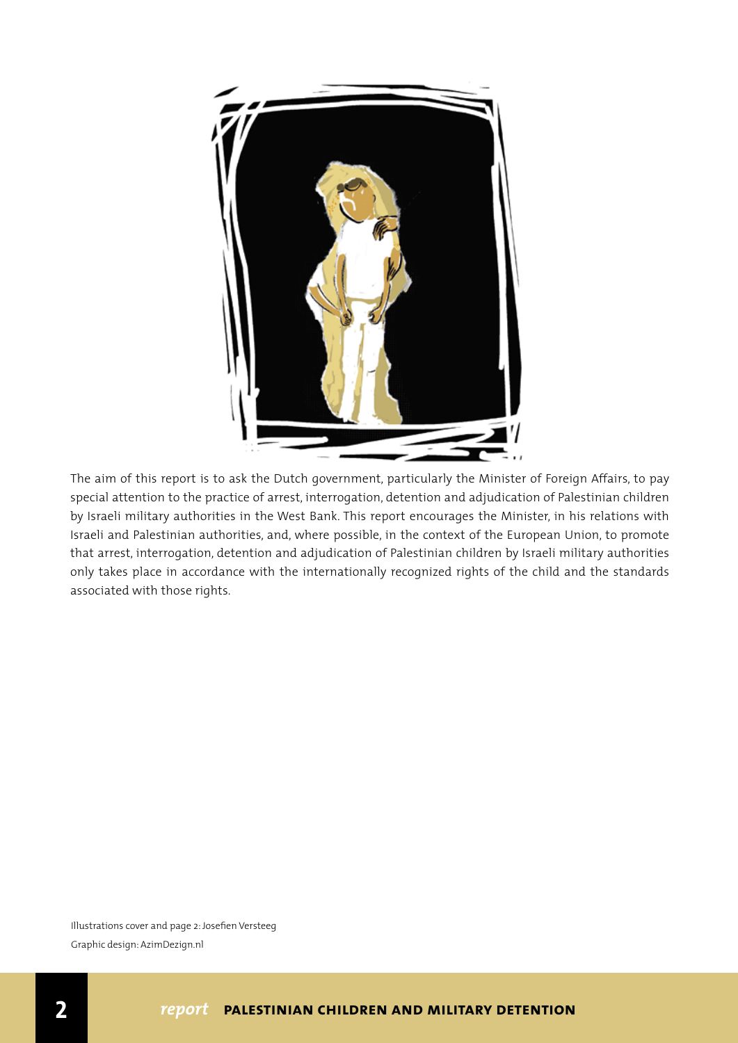The aim of this report is to ask the Dutch government, particularly the Minister of Foreign Affairs, to pay special attention to the practice of arrest, interrogation, detention and adjudication of Palestinian children by Israeli military authorities in the West Bank. This report encourages the Minister, in his relations with Israeli and Palestinian authorities, and, where possible, in the context of the European Union, to promote that arrest, interrogation, detention and adjudication of Palestinian children by Israeli military authorities only takes place in accordance with the internationally recognized rights of the child and the standards associated with those rights.

Illustrations cover and page 2: Josefien Versteeg

Graphic design: AzimDezign.nl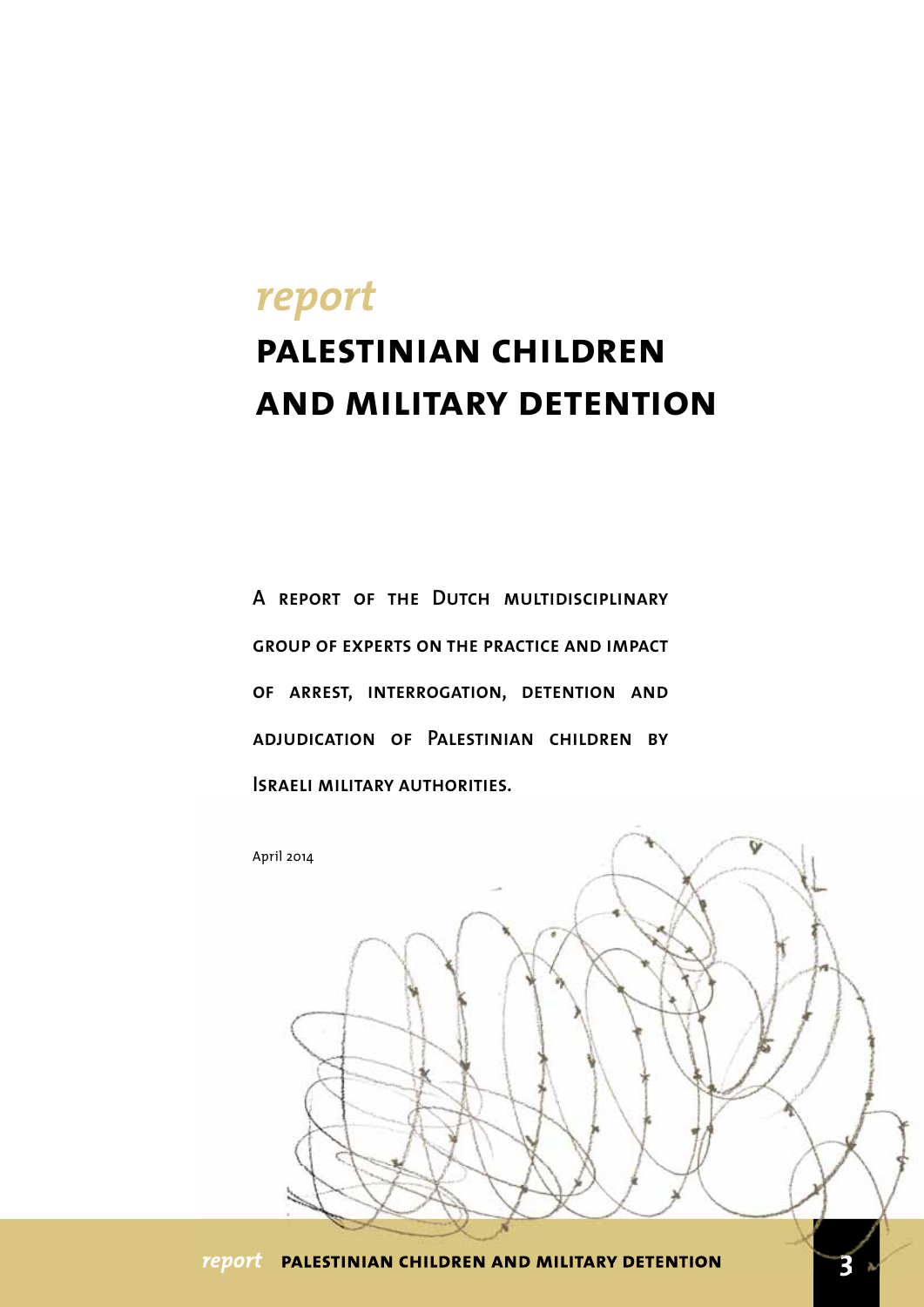*report*

# PALESTINIAN CHILDREN AND MILITARY DETENTION

A report of the Dutch multidisciplinary group of experts on the practice and impact of arrest, interrogation, detention and adjudication of Palestinian children by Israeli military authorities.

April 2014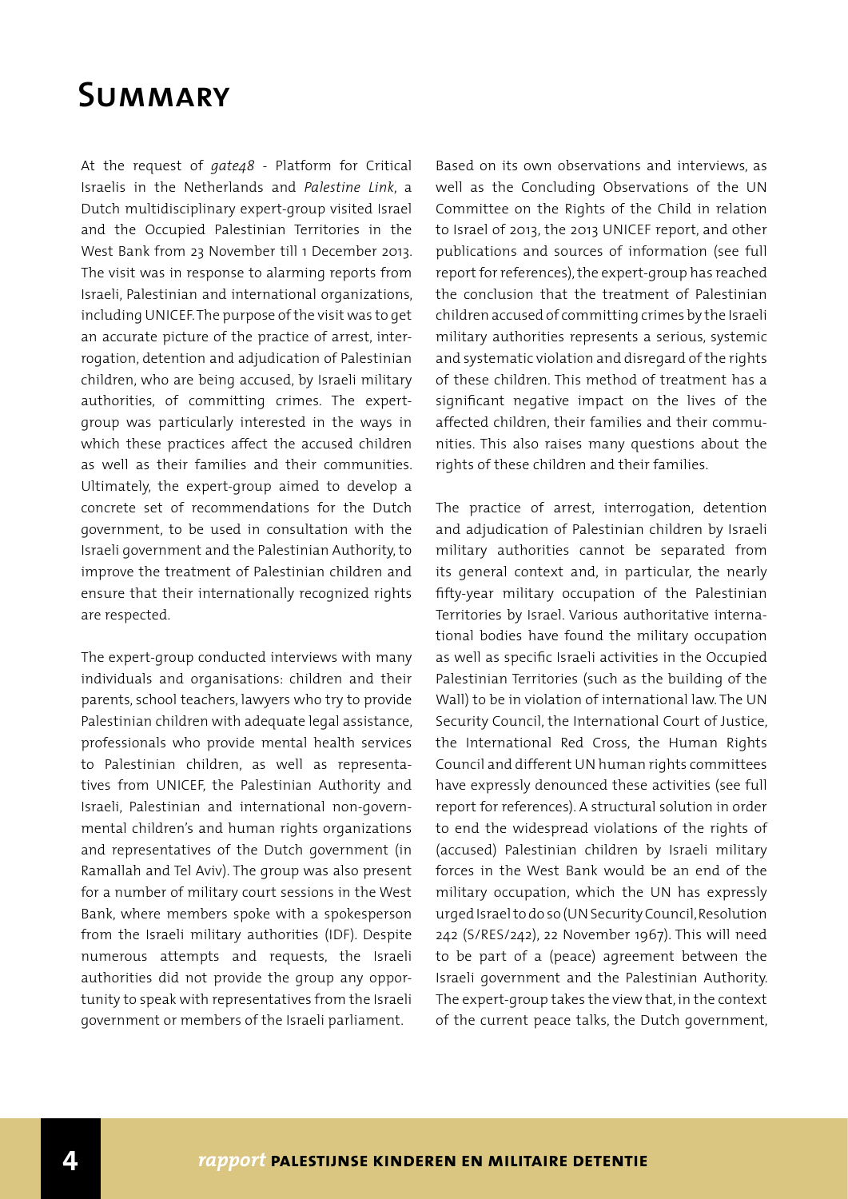# Summary

At the request of *gate48* - Platform for Critical Israelis in the Netherlands and *Palestine Link*, a Dutch multidisciplinary expert-group visited Israel and the Occupied Palestinian Territories in the West Bank from 23 November till 1 December 2013. The visit was in response to alarming reports from Israeli, Palestinian and international organizations, including UNICEF. The purpose of the visit was to get an accurate picture of the practice of arrest, interrogation, detention and adjudication of Palestinian children, who are being accused, by Israeli military authorities, of committing crimes. The expert-group was particularly interested in the ways in which these practices affect the accused children as well as their families and their communities. Ultimately, the expert-group aimed to develop a concrete set of recommendations for the Dutch government, to be used in consultation with the Israeli government and the Palestinian Authority, to improve the treatment of Palestinian children and ensure that their internationally recognized rights are respected.

The expert-group conducted interviews with many individuals and organisations: children and their parents, school teachers, lawyers who try to provide Palestinian children with adequate legal assistance, professionals who provide mental health services to Palestinian children, as well as representatives from UNICEF, the Palestinian Authority and Israeli, Palestinian and international non-governmental children's and human rights organizations and representatives of the Dutch government (in Ramallah and Tel Aviv). The group was also present for a number of military court sessions in the West Bank, where members spoke with a spokesperson from the Israeli military authorities (IDF). Despite numerous attempts and requests, the Israeli authorities did not provide the group any opportunity to speak with representatives from the Israeli government or members of the Israeli parliament.

Based on its own observations and interviews, as well as the Concluding Observations of the UN Committee on the Rights of the Child in relation to Israel of 2013, the 2013 UNICEF report, and other publications and sources of information (see full report for references), the expert-group has reached the conclusion that the treatment of Palestinian children accused of committing crimes by the Israeli military authorities represents a serious, systemic and systematic violation and disregard of the rights of these children. This method of treatment has a significant negative impact on the lives of the affected children, their families and their communities. This also raises many questions about the rights of these children and their families.

The practice of arrest, interrogation, detention and adjudication of Palestinian children by Israeli military authorities cannot be separated from its general context and, in particular, the nearly fifty-year military occupation of the Palestinian Territories by Israel. Various authoritative international bodies have found the military occupation as well as specific Israeli activities in the Occupied Palestinian Territories (such as the building of the Wall) to be in violation of international law. The UN Security Council, the International Court of Justice, the International Red Cross, the Human Rights Council and different UN human rights committees have expressly denounced these activities (see full report for references). A structural solution in order to end the widespread violations of the rights of (accused) Palestinian children by Israeli military forces in the West Bank would be an end of the military occupation, which the UN has expressly urged Israel to do so (UN Security Council, Resolution 242 (S/RES/242), 22 November 1967). This will need to be part of a (peace) agreement between the Israeli government and the Palestinian Authority. The expert-group takes the view that, in the context of the current peace talks, the Dutch government,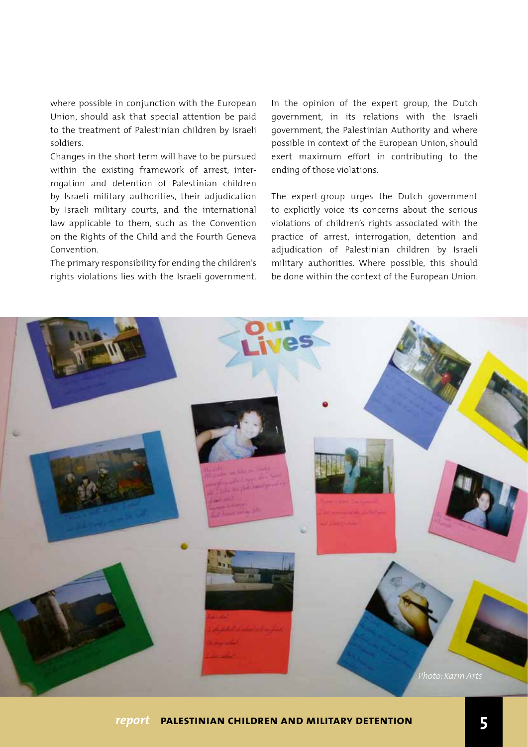where possible in conjunction with the European Union, should ask that special attention be paid to the treatment of Palestinian children by Israeli soldiers.

Changes in the short term will have to be pursued within the existing framework of arrest, interrogation and detention of Palestinian children by Israeli military authorities, their adjudication by Israeli military courts, and the international law applicable to them, such as the Convention on the Rights of the Child and the Fourth Geneva Convention.

The primary responsibility for ending the children's rights violations lies with the Israeli government. In the opinion of the expert group, the Dutch government, in its relations with the Israeli government, the Palestinian Authority and where possible in context of the European Union, should exert maximum effort in contributing to the ending of those violations.

The expert-group urges the Dutch government to explicitly voice its concerns about the serious violations of children's rights associated with the practice of arrest, interrogation, detention and adjudication of Palestinian children by Israeli military authorities. Where possible, this should be done within the context of the European Union.

*Photo: Karin Arts*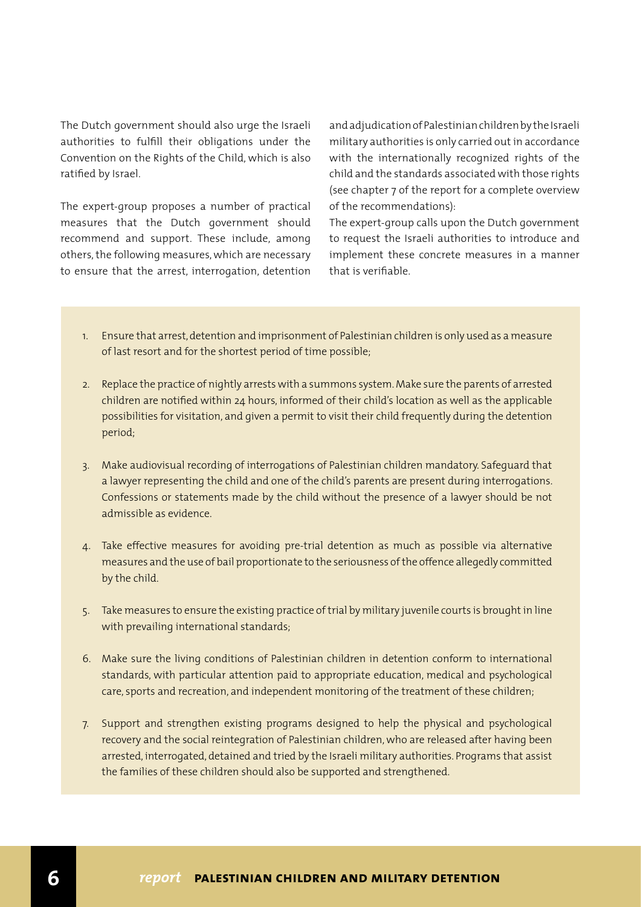The Dutch government should also urge the Israeli authorities to fulfill their obligations under the Convention on the Rights of the Child, which is also ratified by Israel.

The expert-group proposes a number of practical measures that the Dutch government should recommend and support. These include, among others, the following measures, which are necessary to ensure that the arrest, interrogation, detention and adjudication of Palestinian children by the Israeli military authorities is only carried out in accordance with the internationally recognized rights of the child and the standards associated with those rights (see chapter 7 of the report for a complete overview of the recommendations):

The expert-group calls upon the Dutch government to request the Israeli authorities to introduce and implement these concrete measures in a manner that is verifiable.

1. Ensure that arrest, detention and imprisonment of Palestinian children is only used as a measure of last resort and for the shortest period of time possible;
2. Replace the practice of nightly arrests with a summons system. Make sure the parents of arrested children are notified within 24 hours, informed of their child's location as well as the applicable possibilities for visitation, and given a permit to visit their child frequently during the detention period;
3. Make audiovisual recording of interrogations of Palestinian children mandatory. Safeguard that a lawyer representing the child and one of the child's parents are present during interrogations. Confessions or statements made by the child without the presence of a lawyer should be not admissible as evidence.
4. Take effective measures for avoiding pre-trial detention as much as possible via alternative measures and the use of bail proportionate to the seriousness of the offence allegedly committed by the child.
5. Take measures to ensure the existing practice of trial by military juvenile courts is brought in line with prevailing international standards;
6. Make sure the living conditions of Palestinian children in detention conform to international standards, with particular attention paid to appropriate education, medical and psychological care, sports and recreation, and independent monitoring of the treatment of these children;
7. Support and strengthen existing programs designed to help the physical and psychological recovery and the social reintegration of Palestinian children, who are released after having been arrested, interrogated, detained and tried by the Israeli military authorities. Programs that assist the families of these children should also be supported and strengthened.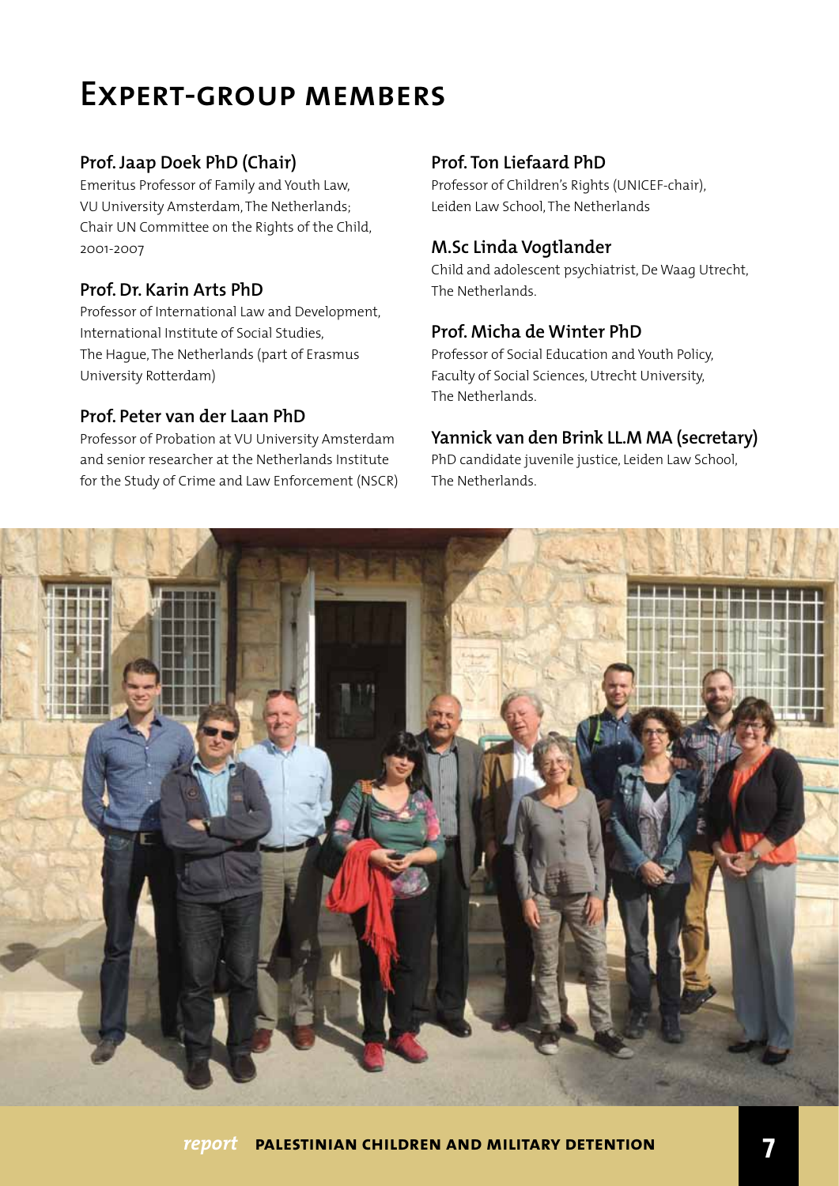# Expert-group members

### Prof. Jaap Doek PhD (Chair)
Emeritus Professor of Family and Youth Law, VU University Amsterdam, The Netherlands; Chair UN Committee on the Rights of the Child, 2001-2007

### Prof. Dr. Karin Arts PhD
Professor of International Law and Development, International Institute of Social Studies, The Hague, The Netherlands (part of Erasmus University Rotterdam)

### Prof. Peter van der Laan PhD
Professor of Probation at VU University Amsterdam and senior researcher at the Netherlands Institute for the Study of Crime and Law Enforcement (NSCR)

### Prof. Ton Liefaard PhD
Professor of Children's Rights (UNICEF-chair), Leiden Law School, The Netherlands

### M.Sc Linda Vogtlander
Child and adolescent psychiatrist, De Waag Utrecht, The Netherlands.

### Prof. Micha de Winter PhD
Professor of Social Education and Youth Policy, Faculty of Social Sciences, Utrecht University, The Netherlands.

### Yannick van den Brink LL.M MA (secretary)
PhD candidate juvenile justice, Leiden Law School, The Netherlands.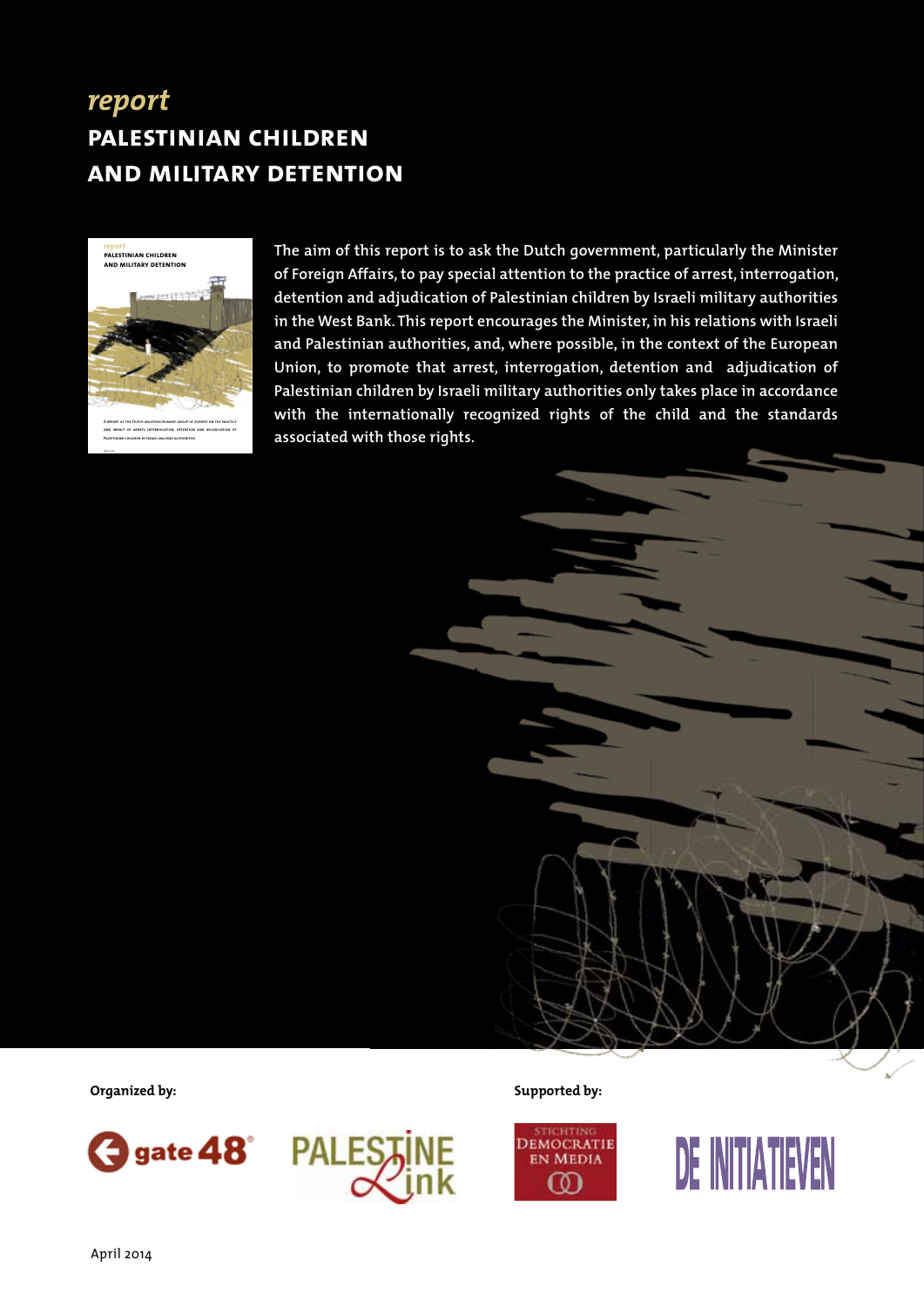*report*

# PALESTINIAN CHILDREN AND MILITARY DETENTION

The aim of this report is to ask the Dutch government, particularly the Minister of Foreign Affairs, to pay special attention to the practice of arrest, interrogation, detention and adjudication of Palestinian children by Israeli military authorities in the West Bank. This report encourages the Minister, in his relations with Israeli and Palestinian authorities, and, where possible, in the context of the European Union, to promote that arrest, interrogation, detention and adjudication of Palestinian children by Israeli military authorities only takes place in accordance with the internationally recognized rights of the child and the standards associated with those rights.

**Organized by:**

gate48

PALESTINE Link

**Supported by:**

STICHTING DEMOCRATIE EN MEDIA

DE INITIATIEVEN

April 2014